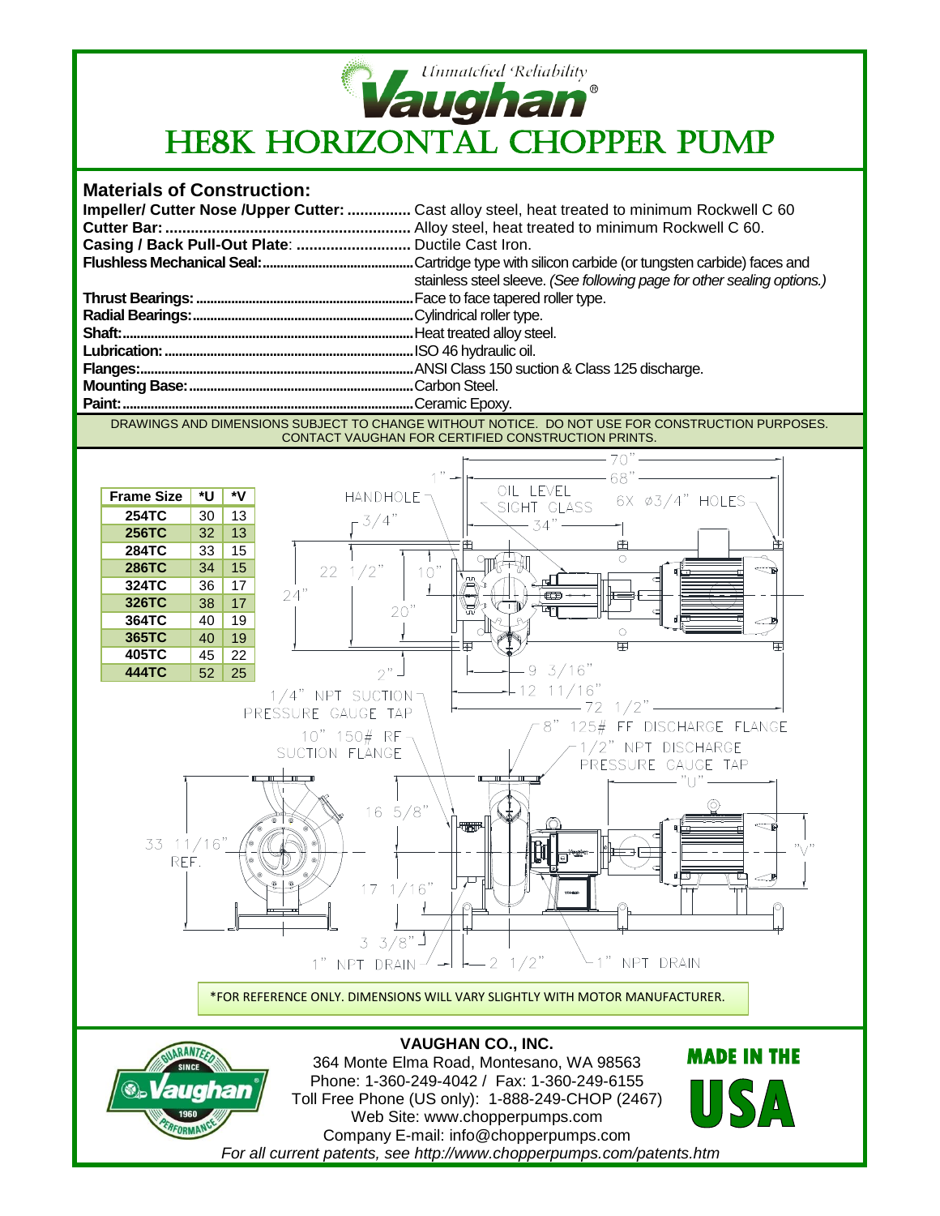Unmatched Reliability

Vaughan®

# HE8K HORIZONTAL CHOPPER PUMP

## Materials of Construction:

**Impeller/ Cutter Nose /Upper Cutter:** ............... Cast alloy steel, heat treated to minimum Rockwell C 60
**Cutter Bar:** ............................................................ Alloy steel, heat treated to minimum Rockwell C 60.
**Casing / Back Pull-Out Plate**: ........................... Ductile Cast Iron.
**Flushless Mechanical Seal:**............................................Cartridge type with silicon carbide (or tungsten carbide) faces and stainless steel sleeve. *(See following page for other sealing options.)*
**Thrust Bearings:**..............................................................Face to face tapered roller type.
**Radial Bearings:**..............................................................Cylindrical roller type.
**Shaft:**..................................................................................Heat treated alloy steel.
**Lubrication:**.......................................................................ISO 46 hydraulic oil.
**Flanges:**............................................................................ANSI Class 150 suction & Class 125 discharge.
**Mounting Base:**.................................................................Carbon Steel.
**Paint:**..................................................................................Ceramic Epoxy.

DRAWINGS AND DIMENSIONS SUBJECT TO CHANGE WITHOUT NOTICE. DO NOT USE FOR CONSTRUCTION PURPOSES. CONTACT VAUGHAN FOR CERTIFIED CONSTRUCTION PRINTS.

| Frame Size | *U | *V |
|---|---|---|
| 254TC | 30 | 13 |
| 256TC | 32 | 13 |
| 284TC | 33 | 15 |
| 286TC | 34 | 15 |
| 324TC | 36 | 17 |
| 326TC | 38 | 17 |
| 364TC | 40 | 19 |
| 365TC | 40 | 19 |
| 405TC | 45 | 22 |
| 444TC | 52 | 25 |

Drawing labels: HANDHOLE; OIL LEVEL SIGHT GLASS; 6X ∅3/4" HOLES; 70"; 68"; 34"; 1"; 3/4"; 22 1/2"; 10"; 24"; 20"; 2"; 9 3/16"; 12 11/16"; 72 1/2"; 1/4" NPT SUCTION PRESSURE GAUGE TAP; 10" 150# RF SUCTION FLANGE; 8" 125# FF DISCHARGE FLANGE; 1/2" NPT DISCHARGE PRESSURE GAUGE TAP; "U"; "V"; 16 5/8"; 33 11/16" REF.; 17 1/16"; 3 3/8"; 1" NPT DRAIN; 2 1/2"; 1" NPT DRAIN

*FOR REFERENCE ONLY. DIMENSIONS WILL VARY SLIGHTLY WITH MOTOR MANUFACTURER.

**VAUGHAN CO., INC.**
364 Monte Elma Road, Montesano, WA 98563
Phone: 1-360-249-4042 / Fax: 1-360-249-6155
Toll Free Phone (US only): 1-888-249-CHOP (2467)
Web Site: www.chopperpumps.com
Company E-mail: info@chopperpumps.com
*For all current patents, see http://www.chopperpumps.com/patents.htm*

GUARANTEED PERFORMANCE SINCE 1960 Vaughan®

MADE IN THE USA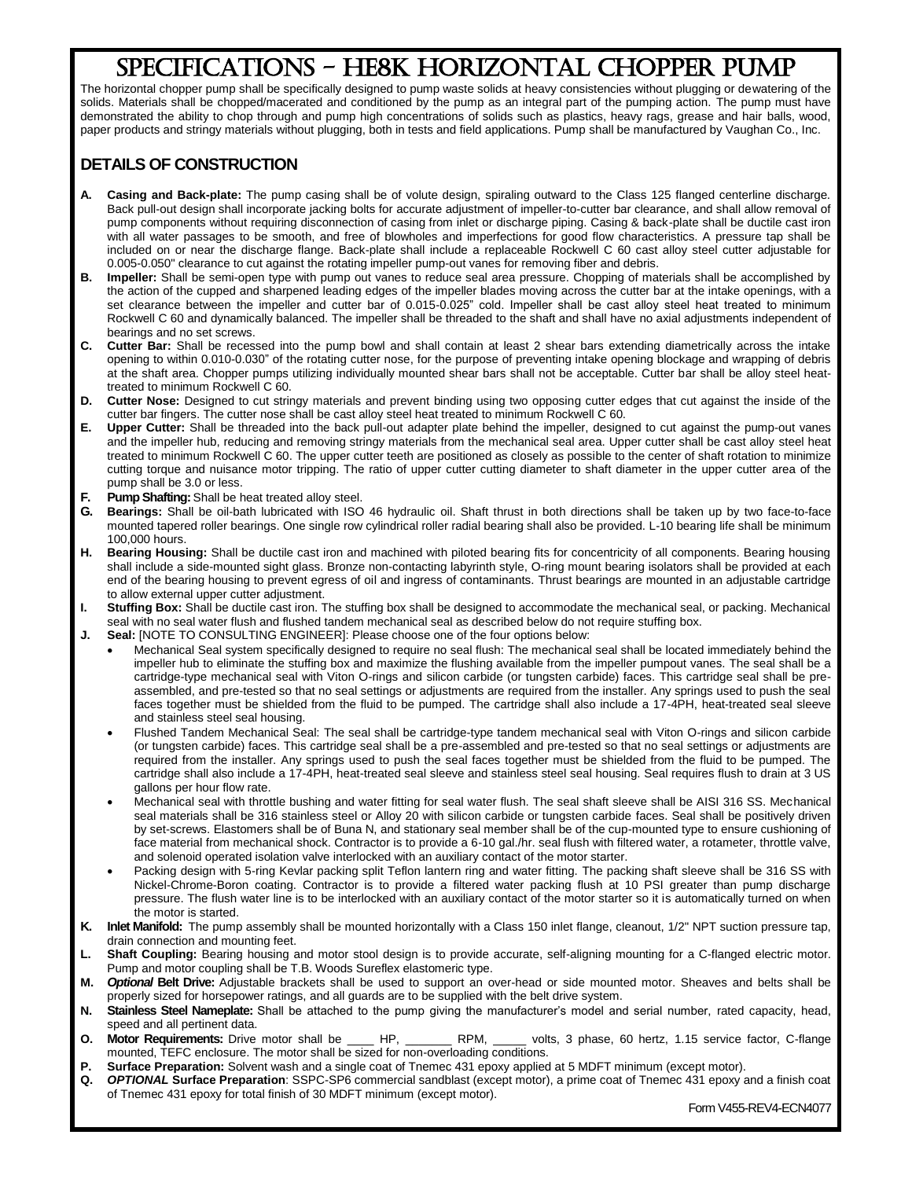# SPECIFICATIONS - HE8K HORIZONTAL CHOPPER PUMP

The horizontal chopper pump shall be specifically designed to pump waste solids at heavy consistencies without plugging or dewatering of the solids. Materials shall be chopped/macerated and conditioned by the pump as an integral part of the pumping action. The pump must have demonstrated the ability to chop through and pump high concentrations of solids such as plastics, heavy rags, grease and hair balls, wood, paper products and stringy materials without plugging, both in tests and field applications. Pump shall be manufactured by Vaughan Co., Inc.

## DETAILS OF CONSTRUCTION

**A. Casing and Back-plate:** The pump casing shall be of volute design, spiraling outward to the Class 125 flanged centerline discharge. Back pull-out design shall incorporate jacking bolts for accurate adjustment of impeller-to-cutter bar clearance, and shall allow removal of pump components without requiring disconnection of casing from inlet or discharge piping. Casing & back-plate shall be ductile cast iron with all water passages to be smooth, and free of blowholes and imperfections for good flow characteristics. A pressure tap shall be included on or near the discharge flange. Back-plate shall include a replaceable Rockwell C 60 cast alloy steel cutter adjustable for 0.005-0.050" clearance to cut against the rotating impeller pump-out vanes for removing fiber and debris.

**B. Impeller:** Shall be semi-open type with pump out vanes to reduce seal area pressure. Chopping of materials shall be accomplished by the action of the cupped and sharpened leading edges of the impeller blades moving across the cutter bar at the intake openings, with a set clearance between the impeller and cutter bar of 0.015-0.025" cold. Impeller shall be cast alloy steel heat treated to minimum Rockwell C 60 and dynamically balanced. The impeller shall be threaded to the shaft and shall have no axial adjustments independent of bearings and no set screws.

**C. Cutter Bar:** Shall be recessed into the pump bowl and shall contain at least 2 shear bars extending diametrically across the intake opening to within 0.010-0.030" of the rotating cutter nose, for the purpose of preventing intake opening blockage and wrapping of debris at the shaft area. Chopper pumps utilizing individually mounted shear bars shall not be acceptable. Cutter bar shall be alloy steel heat-treated to minimum Rockwell C 60.

**D. Cutter Nose:** Designed to cut stringy materials and prevent binding using two opposing cutter edges that cut against the inside of the cutter bar fingers. The cutter nose shall be cast alloy steel heat treated to minimum Rockwell C 60.

**E. Upper Cutter:** Shall be threaded into the back pull-out adapter plate behind the impeller, designed to cut against the pump-out vanes and the impeller hub, reducing and removing stringy materials from the mechanical seal area. Upper cutter shall be cast alloy steel heat treated to minimum Rockwell C 60. The upper cutter teeth are positioned as closely as possible to the center of shaft rotation to minimize cutting torque and nuisance motor tripping. The ratio of upper cutter cutting diameter to shaft diameter in the upper cutter area of the pump shall be 3.0 or less.

**F. Pump Shafting:** Shall be heat treated alloy steel.

**G. Bearings:** Shall be oil-bath lubricated with ISO 46 hydraulic oil. Shaft thrust in both directions shall be taken up by two face-to-face mounted tapered roller bearings. One single row cylindrical roller radial bearing shall also be provided. L-10 bearing life shall be minimum 100,000 hours.

**H. Bearing Housing:** Shall be ductile cast iron and machined with piloted bearing fits for concentricity of all components. Bearing housing shall include a side-mounted sight glass. Bronze non-contacting labyrinth style, O-ring mount bearing isolators shall be provided at each end of the bearing housing to prevent egress of oil and ingress of contaminants. Thrust bearings are mounted in an adjustable cartridge to allow external upper cutter adjustment.

**I. Stuffing Box:** Shall be ductile cast iron. The stuffing box shall be designed to accommodate the mechanical seal, or packing. Mechanical seal with no seal water flush and flushed tandem mechanical seal as described below do not require stuffing box.

**J. Seal:** [NOTE TO CONSULTING ENGINEER]: Please choose one of the four options below:

- Mechanical Seal system specifically designed to require no seal flush: The mechanical seal shall be located immediately behind the impeller hub to eliminate the stuffing box and maximize the flushing available from the impeller pumpout vanes. The seal shall be a cartridge-type mechanical seal with Viton O-rings and silicon carbide (or tungsten carbide) faces. This cartridge seal shall be pre-assembled, and pre-tested so that no seal settings or adjustments are required from the installer. Any springs used to push the seal faces together must be shielded from the fluid to be pumped. The cartridge shall also include a 17-4PH, heat-treated seal sleeve and stainless steel seal housing.
- Flushed Tandem Mechanical Seal: The seal shall be cartridge-type tandem mechanical seal with Viton O-rings and silicon carbide (or tungsten carbide) faces. This cartridge seal shall be a pre-assembled and pre-tested so that no seal settings or adjustments are required from the installer. Any springs used to push the seal faces together must be shielded from the fluid to be pumped. The cartridge shall also include a 17-4PH, heat-treated seal sleeve and stainless steel seal housing. Seal requires flush to drain at 3 US gallons per hour flow rate.
- Mechanical seal with throttle bushing and water fitting for seal water flush. The seal shaft sleeve shall be AISI 316 SS. Mechanical seal materials shall be 316 stainless steel or Alloy 20 with silicon carbide or tungsten carbide faces. Seal shall be positively driven by set-screws. Elastomers shall be of Buna N, and stationary seal member shall be of the cup-mounted type to ensure cushioning of face material from mechanical shock. Contractor is to provide a 6-10 gal./hr. seal flush with filtered water, a rotameter, throttle valve, and solenoid operated isolation valve interlocked with an auxiliary contact of the motor starter.
- Packing design with 5-ring Kevlar packing split Teflon lantern ring and water fitting. The packing shaft sleeve shall be 316 SS with Nickel-Chrome-Boron coating. Contractor is to provide a filtered water packing flush at 10 PSI greater than pump discharge pressure. The flush water line is to be interlocked with an auxiliary contact of the motor starter so it is automatically turned on when the motor is started.

**K. Inlet Manifold:** The pump assembly shall be mounted horizontally with a Class 150 inlet flange, cleanout, 1/2" NPT suction pressure tap, drain connection and mounting feet.

**L. Shaft Coupling:** Bearing housing and motor stool design is to provide accurate, self-aligning mounting for a C-flanged electric motor. Pump and motor coupling shall be T.B. Woods Sureflex elastomeric type.

**M. *Optional* Belt Drive:** Adjustable brackets shall be used to support an over-head or side mounted motor. Sheaves and belts shall be properly sized for horsepower ratings, and all guards are to be supplied with the belt drive system.

**N. Stainless Steel Nameplate:** Shall be attached to the pump giving the manufacturer's model and serial number, rated capacity, head, speed and all pertinent data.

**O. Motor Requirements:** Drive motor shall be ____ HP, _______ RPM, _____ volts, 3 phase, 60 hertz, 1.15 service factor, C-flange mounted, TEFC enclosure. The motor shall be sized for non-overloading conditions.

**P. Surface Preparation:** Solvent wash and a single coat of Tnemec 431 epoxy applied at 5 MDFT minimum (except motor).

**Q. *OPTIONAL* Surface Preparation**: SSPC-SP6 commercial sandblast (except motor), a prime coat of Tnemec 431 epoxy and a finish coat of Tnemec 431 epoxy for total finish of 30 MDFT minimum (except motor).

Form V455-REV4-ECN4077